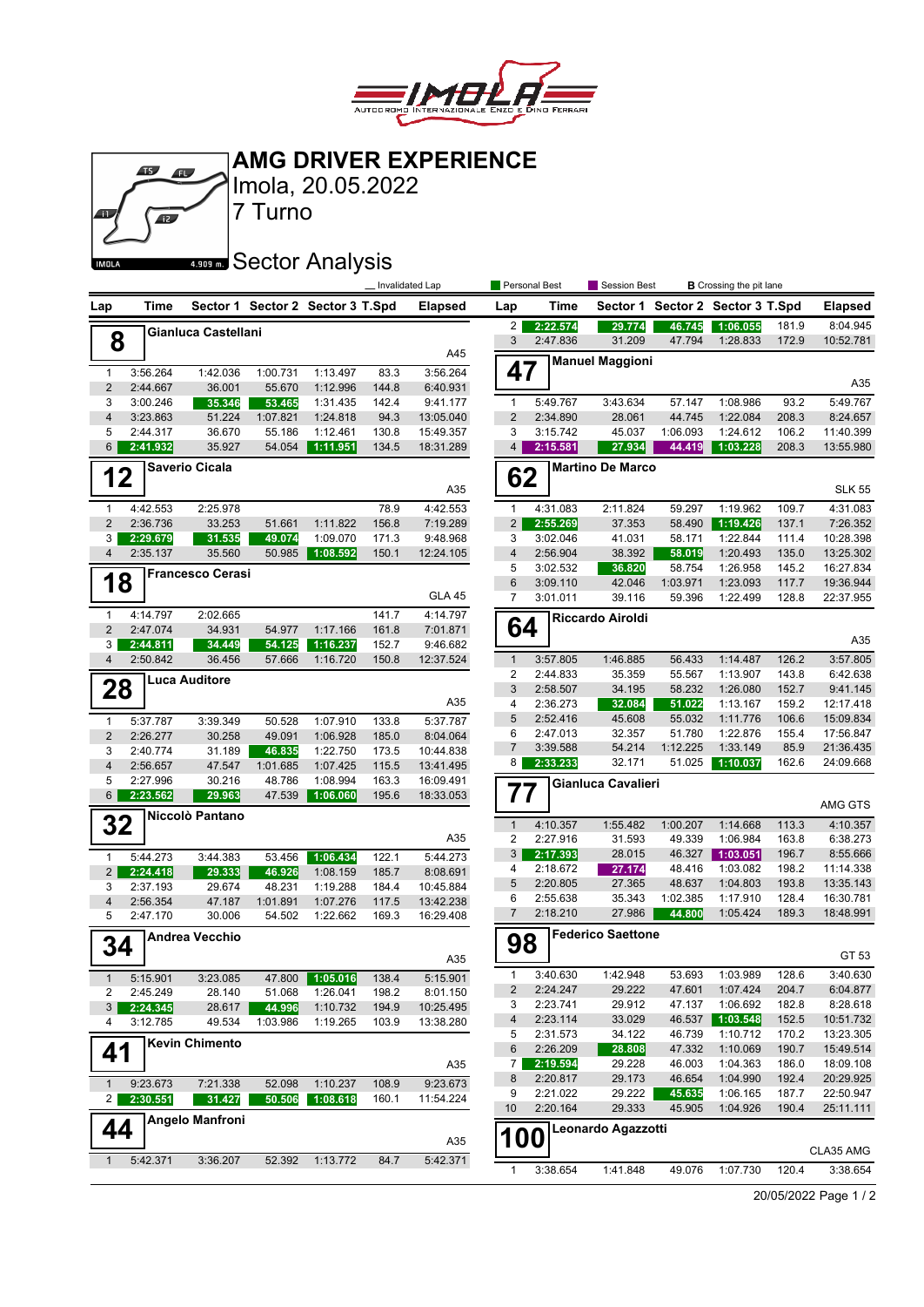# AMG DRIVER EXPERIENCE

Imola, 20.05.2022

7 Turno

## Sector Analysis

_ Invalidated Lap | Personal Best | Session Best | **B** Crossing the pit lane

### 8 Gianluca Castellani — A45

| Lap | Time | Sector 1 | Sector 2 | Sector 3 | T.Spd | Elapsed |
|---|---|---|---|---|---|---|
| 1 | 3:56.264 | 1:42.036 | 1:00.731 | 1:13.497 | 83.3 | 3:56.264 |
| 2 | 2:44.667 | 36.001 | 55.670 | 1:12.996 | 144.8 | 6:40.931 |
| 3 | 3:00.246 | 35.346 | 53.465 | 1:31.435 | 142.4 | 9:41.177 |
| 4 | 3:23.863 | 51.224 | 1:07.821 | 1:24.818 | 94.3 | 13:05.040 |
| 5 | 2:44.317 | 36.670 | 55.186 | 1:12.461 | 130.8 | 15:49.357 |
| 6 | 2:41.932 | 35.927 | 54.054 | 1:11.951 | 134.5 | 18:31.289 |

### 12 Saverio Cicala — A35

| Lap | Time | Sector 1 | Sector 2 | Sector 3 | T.Spd | Elapsed |
|---|---|---|---|---|---|---|
| 1 | 4:42.553 | 2:25.978 | | | 78.9 | 4:42.553 |
| 2 | 2:36.736 | 33.253 | 51.661 | 1:11.822 | 156.8 | 7:19.289 |
| 3 | 2:29.679 | 31.535 | 49.074 | 1:09.070 | 171.3 | 9:48.968 |
| 4 | 2:35.137 | 35.560 | 50.985 | 1:08.592 | 150.1 | 12:24.105 |

### 18 Francesco Cerasi — GLA 45

| Lap | Time | Sector 1 | Sector 2 | Sector 3 | T.Spd | Elapsed |
|---|---|---|---|---|---|---|
| 1 | 4:14.797 | 2:02.665 | | | 141.7 | 4:14.797 |
| 2 | 2:47.074 | 34.931 | 54.977 | 1:17.166 | 161.8 | 7:01.871 |
| 3 | 2:44.811 | 34.449 | 54.125 | 1:16.237 | 152.7 | 9:46.682 |
| 4 | 2:50.842 | 36.456 | 57.666 | 1:16.720 | 150.8 | 12:37.524 |

### 28 Luca Auditore — A35

| Lap | Time | Sector 1 | Sector 2 | Sector 3 | T.Spd | Elapsed |
|---|---|---|---|---|---|---|
| 1 | 5:37.787 | 3:39.349 | 50.528 | 1:07.910 | 133.8 | 5:37.787 |
| 2 | 2:26.277 | 30.258 | 49.091 | 1:06.928 | 185.0 | 8:04.064 |
| 3 | 2:40.774 | 31.189 | 46.835 | 1:22.750 | 173.5 | 10:44.838 |
| 4 | 2:56.657 | 47.547 | 1:01.685 | 1:07.425 | 115.5 | 13:41.495 |
| 5 | 2:27.996 | 30.216 | 48.786 | 1:08.994 | 163.3 | 16:09.491 |
| 6 | 2:23.562 | 29.963 | 47.539 | 1:06.060 | 195.6 | 18:33.053 |

### 32 Niccolò Pantano — A35

| Lap | Time | Sector 1 | Sector 2 | Sector 3 | T.Spd | Elapsed |
|---|---|---|---|---|---|---|
| 1 | 5:44.273 | 3:44.383 | 53.456 | 1:06.434 | 122.1 | 5:44.273 |
| 2 | 2:24.418 | 29.333 | 46.926 | 1:08.159 | 185.7 | 8:08.691 |
| 3 | 2:37.193 | 29.674 | 48.231 | 1:19.288 | 184.4 | 10:45.884 |
| 4 | 2:56.354 | 47.187 | 1:01.891 | 1:07.276 | 117.5 | 13:42.238 |
| 5 | 2:47.170 | 30.006 | 54.502 | 1:22.662 | 169.3 | 16:29.408 |

### 34 Andrea Vecchio — A35

| Lap | Time | Sector 1 | Sector 2 | Sector 3 | T.Spd | Elapsed |
|---|---|---|---|---|---|---|
| 1 | 5:15.901 | 3:23.085 | 47.800 | 1:05.016 | 138.4 | 5:15.901 |
| 2 | 2:45.249 | 28.140 | 51.068 | 1:26.041 | 198.2 | 8:01.150 |
| 3 | 2:24.345 | 28.617 | 44.996 | 1:10.732 | 194.9 | 10:25.495 |
| 4 | 3:12.785 | 49.534 | 1:03.986 | 1:19.265 | 103.9 | 13:38.280 |

### 41 Kevin Chimento — A35

| Lap | Time | Sector 1 | Sector 2 | Sector 3 | T.Spd | Elapsed |
|---|---|---|---|---|---|---|
| 1 | 9:23.673 | 7:21.338 | 52.098 | 1:10.237 | 108.9 | 9:23.673 |
| 2 | 2:30.551 | 31.427 | 50.506 | 1:08.618 | 160.1 | 11:54.224 |

### 44 Angelo Manfroni — A35

| Lap | Time | Sector 1 | Sector 2 | Sector 3 | T.Spd | Elapsed |
|---|---|---|---|---|---|---|
| 1 | 5:42.371 | 3:36.207 | 52.392 | 1:13.772 | 84.7 | 5:42.371 |
| 2 | 2:22.574 | 29.774 | 46.745 | 1:06.055 | 181.9 | 8:04.945 |
| 3 | 2:47.836 | 31.209 | 47.794 | 1:28.833 | 172.9 | 10:52.781 |

### 47 Manuel Maggioni — A35

| Lap | Time | Sector 1 | Sector 2 | Sector 3 | T.Spd | Elapsed |
|---|---|---|---|---|---|---|
| 1 | 5:49.767 | 3:43.634 | 57.147 | 1:08.986 | 93.2 | 5:49.767 |
| 2 | 2:34.890 | 28.061 | 44.745 | 1:22.084 | 208.3 | 8:24.657 |
| 3 | 3:15.742 | 45.037 | 1:06.093 | 1:24.612 | 106.2 | 11:40.399 |
| 4 | 2:15.581 | 27.934 | 44.419 | 1:03.228 | 208.3 | 13:55.980 |

### 62 Martino De Marco — SLK 55

| Lap | Time | Sector 1 | Sector 2 | Sector 3 | T.Spd | Elapsed |
|---|---|---|---|---|---|---|
| 1 | 4:31.083 | 2:11.824 | 59.297 | 1:19.962 | 109.7 | 4:31.083 |
| 2 | 2:55.269 | 37.353 | 58.490 | 1:19.426 | 137.1 | 7:26.352 |
| 3 | 3:02.046 | 41.031 | 58.171 | 1:22.844 | 111.4 | 10:28.398 |
| 4 | 2:56.904 | 38.392 | 58.019 | 1:20.493 | 135.0 | 13:25.302 |
| 5 | 3:02.532 | 36.820 | 58.754 | 1:26.958 | 145.2 | 16:27.834 |
| 6 | 3:09.110 | 42.046 | 1:03.971 | 1:23.093 | 117.7 | 19:36.944 |
| 7 | 3:01.011 | 39.116 | 59.396 | 1:22.499 | 128.8 | 22:37.955 |

### 64 Riccardo Airoldi — A35

| Lap | Time | Sector 1 | Sector 2 | Sector 3 | T.Spd | Elapsed |
|---|---|---|---|---|---|---|
| 1 | 3:57.805 | 1:46.885 | 56.433 | 1:14.487 | 126.2 | 3:57.805 |
| 2 | 2:44.833 | 35.359 | 55.567 | 1:13.907 | 143.8 | 6:42.638 |
| 3 | 2:58.507 | 34.195 | 58.232 | 1:26.080 | 152.7 | 9:41.145 |
| 4 | 2:36.273 | 32.084 | 51.022 | 1:13.167 | 159.2 | 12:17.418 |
| 5 | 2:52.416 | 45.608 | 55.032 | 1:11.776 | 106.6 | 15:09.834 |
| 6 | 2:47.013 | 32.357 | 51.780 | 1:22.876 | 155.4 | 17:56.847 |
| 7 | 3:39.588 | 54.214 | 1:12.225 | 1:33.149 | 85.9 | 21:36.435 |
| 8 | 2:33.233 | 32.171 | 51.025 | 1:10.037 | 162.6 | 24:09.668 |

### 77 Gianluca Cavalieri — AMG GTS

| Lap | Time | Sector 1 | Sector 2 | Sector 3 | T.Spd | Elapsed |
|---|---|---|---|---|---|---|
| 1 | 4:10.357 | 1:55.482 | 1:00.207 | 1:14.668 | 113.3 | 4:10.357 |
| 2 | 2:27.916 | 31.593 | 49.339 | 1:06.984 | 163.8 | 6:38.273 |
| 3 | 2:17.393 | 28.015 | 46.327 | 1:03.051 | 196.7 | 8:55.666 |
| 4 | 2:18.672 | 27.174 | 48.416 | 1:03.082 | 198.2 | 11:14.338 |
| 5 | 2:20.805 | 27.365 | 48.637 | 1:04.803 | 193.8 | 13:35.143 |
| 6 | 2:55.638 | 35.343 | 1:02.385 | 1:17.910 | 128.4 | 16:30.781 |
| 7 | 2:18.210 | 27.986 | 44.800 | 1:05.424 | 189.3 | 18:48.991 |

### 98 Federico Saettone — GT 53

| Lap | Time | Sector 1 | Sector 2 | Sector 3 | T.Spd | Elapsed |
|---|---|---|---|---|---|---|
| 1 | 3:40.630 | 1:42.948 | 53.693 | 1:03.989 | 128.6 | 3:40.630 |
| 2 | 2:24.247 | 29.222 | 47.601 | 1:07.424 | 204.7 | 6:04.877 |
| 3 | 2:23.741 | 29.912 | 47.137 | 1:06.692 | 182.8 | 8:28.618 |
| 4 | 2:23.114 | 33.029 | 46.537 | 1:03.548 | 152.5 | 10:51.732 |
| 5 | 2:31.573 | 34.122 | 46.739 | 1:10.712 | 170.2 | 13:23.305 |
| 6 | 2:26.209 | 28.808 | 47.332 | 1:10.069 | 190.7 | 15:49.514 |
| 7 | 2:19.594 | 29.228 | 46.003 | 1:04.363 | 186.0 | 18:09.108 |
| 8 | 2:20.817 | 29.173 | 46.654 | 1:04.990 | 192.4 | 20:29.925 |
| 9 | 2:21.022 | 29.222 | 45.635 | 1:06.165 | 187.7 | 22:50.947 |
| 10 | 2:20.164 | 29.333 | 45.905 | 1:04.926 | 190.4 | 25:11.111 |

### 100 Leonardo Agazzotti — CLA35 AMG

| Lap | Time | Sector 1 | Sector 2 | Sector 3 | T.Spd | Elapsed |
|---|---|---|---|---|---|---|
| 1 | 3:38.654 | 1:41.848 | 49.076 | 1:07.730 | 120.4 | 3:38.654 |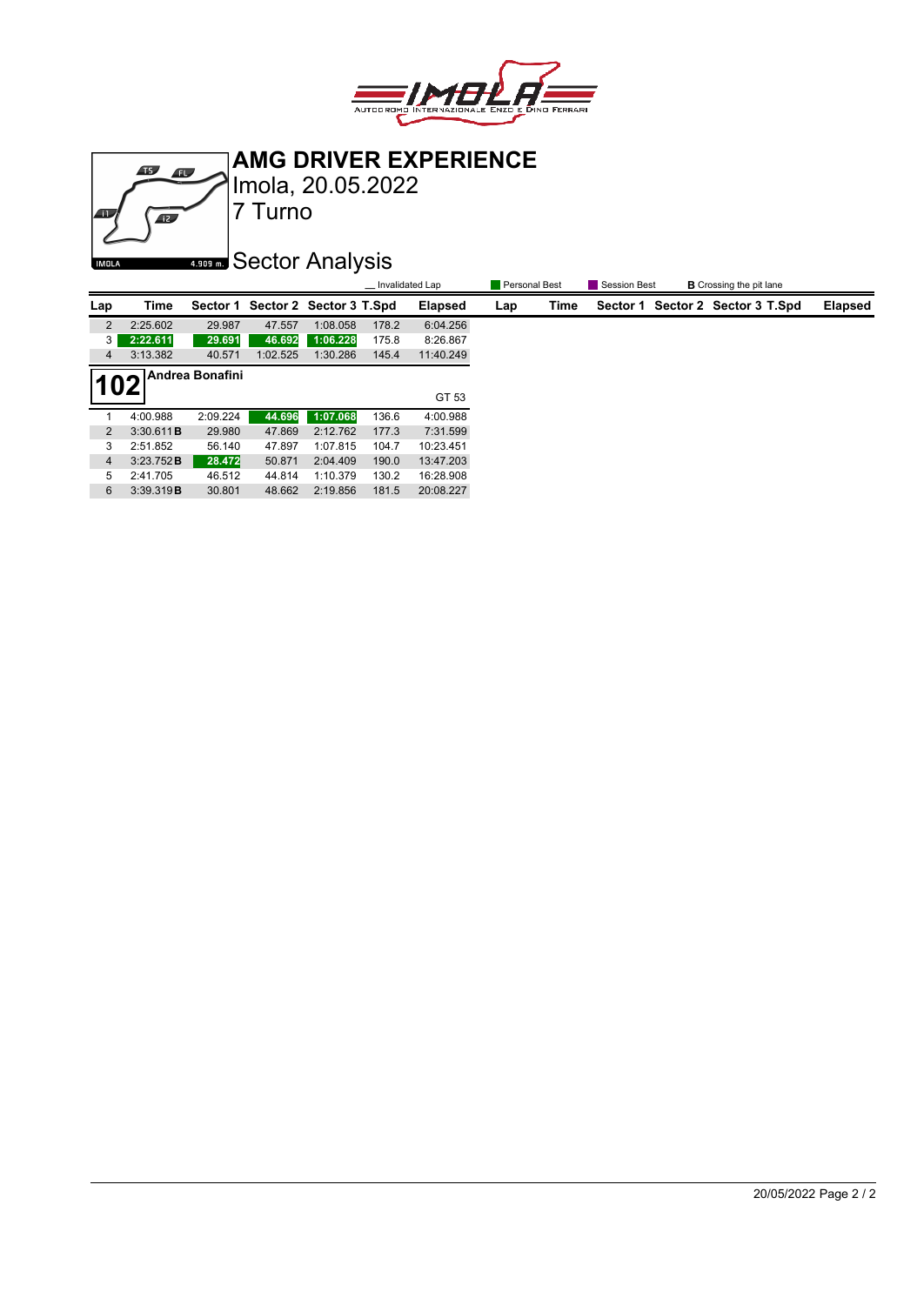# AMG DRIVER EXPERIENCE

Imola, 20.05.2022

7 Turno

## Sector Analysis

__ Invalidated Lap | Personal Best | Session Best | **B** Crossing the pit lane

| Lap | Time | Sector 1 | Sector 2 | Sector 3 | T.Spd | Elapsed |
|---|---|---|---|---|---|---|
| 2 | 2:25.602 | 29.987 | 47.557 | 1:08.058 | 178.2 | 6:04.256 |
| 3 | **2:22.611** | **29.691** | **46.692** | **1:06.228** | 175.8 | 8:26.867 |
| 4 | 3:13.382 | 40.571 | 1:02.525 | 1:30.286 | 145.4 | 11:40.249 |

**102** Andrea Bonafini — GT 53

| Lap | Time | Sector 1 | Sector 2 | Sector 3 | T.Spd | Elapsed |
|---|---|---|---|---|---|---|
| 1 | 4:00.988 | 2:09.224 | **44.696** | **1:07.068** | 136.6 | 4:00.988 |
| 2 | 3:30.611 **B** | 29.980 | 47.869 | 2:12.762 | 177.3 | 7:31.599 |
| 3 | 2:51.852 | 56.140 | 47.897 | 1:07.815 | 104.7 | 10:23.451 |
| 4 | 3:23.752 **B** | **28.472** | 50.871 | 2:04.409 | 190.0 | 13:47.203 |
| 5 | 2:41.705 | 46.512 | 44.814 | 1:10.379 | 130.2 | 16:28.908 |
| 6 | 3:39.319 **B** | 30.801 | 48.662 | 2:19.856 | 181.5 | 20:08.227 |